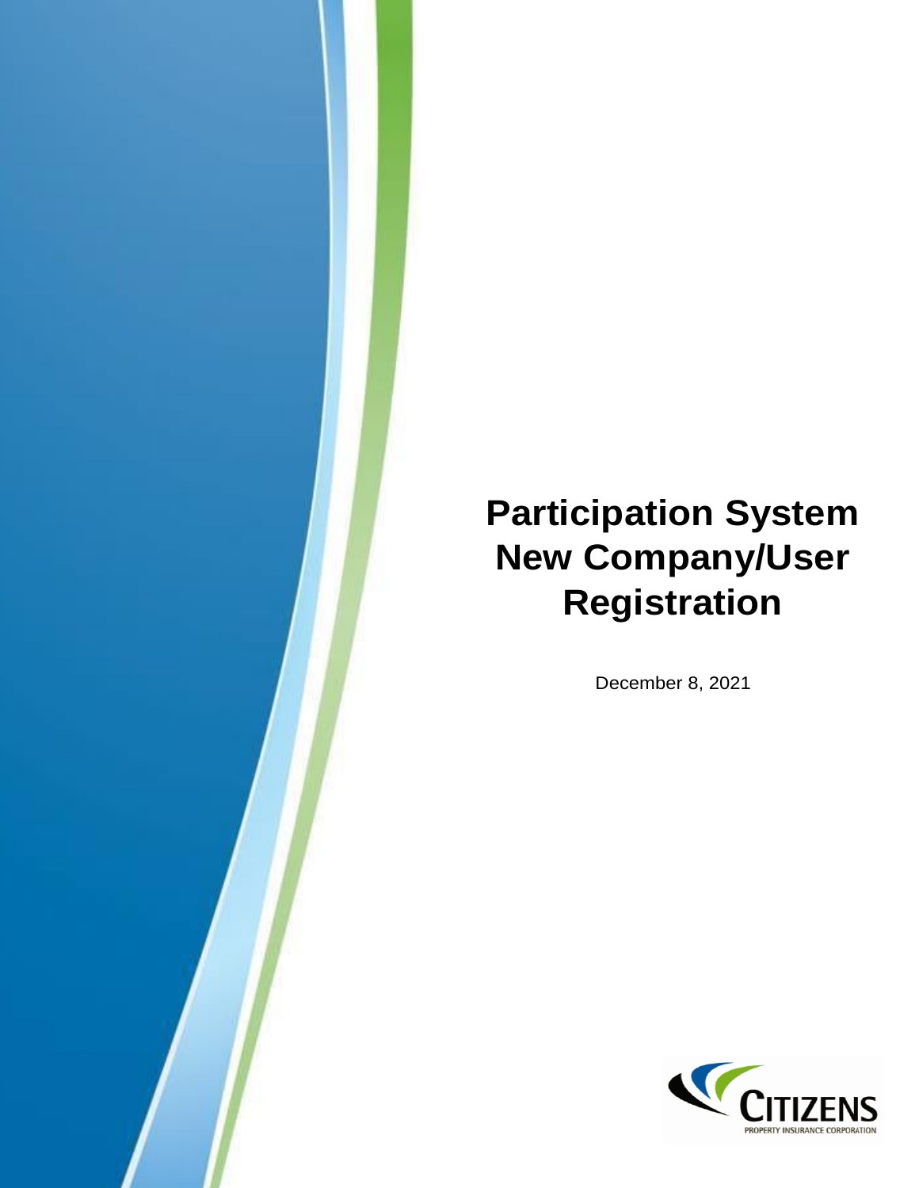# Participation System New Company/User Registration

December 8, 2021

CITIZENS
PROPERTY INSURANCE CORPORATION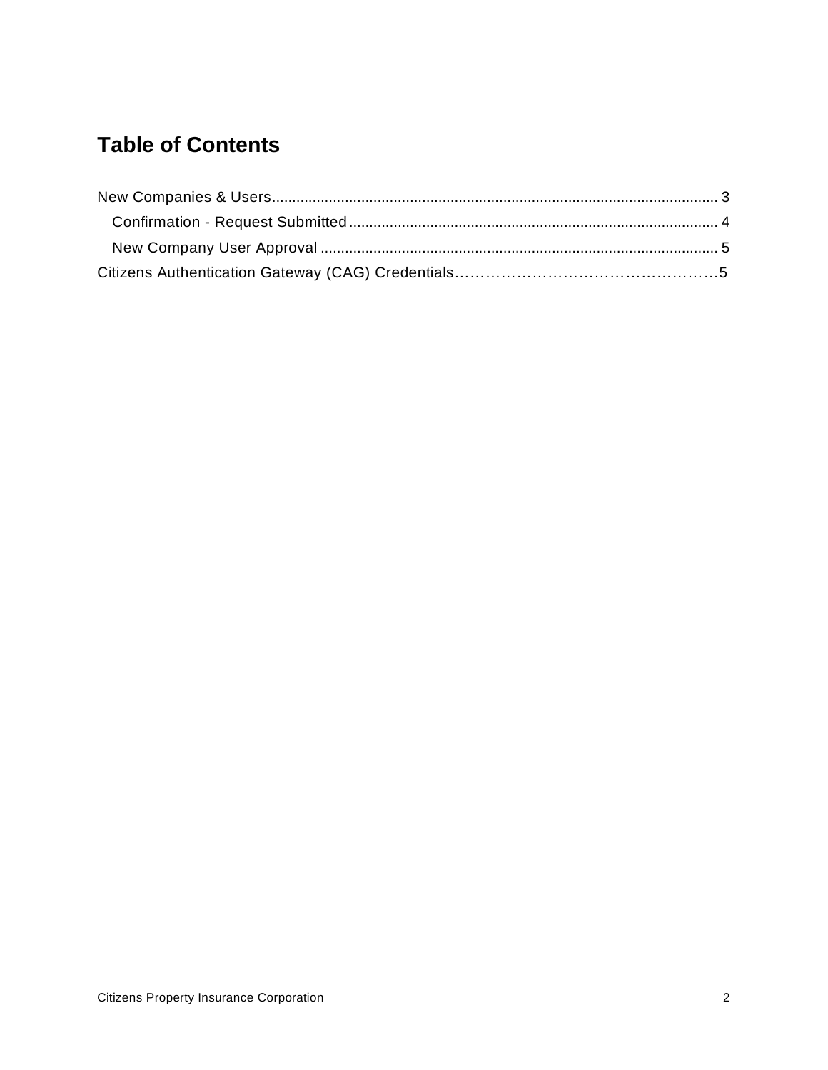# Table of Contents

New Companies & Users ........................................................................................................ 3

  Confirmation - Request Submitted ..................................................................................... 4

  New Company User Approval ............................................................................................ 5

Citizens Authentication Gateway (CAG) Credentials……………………………………………5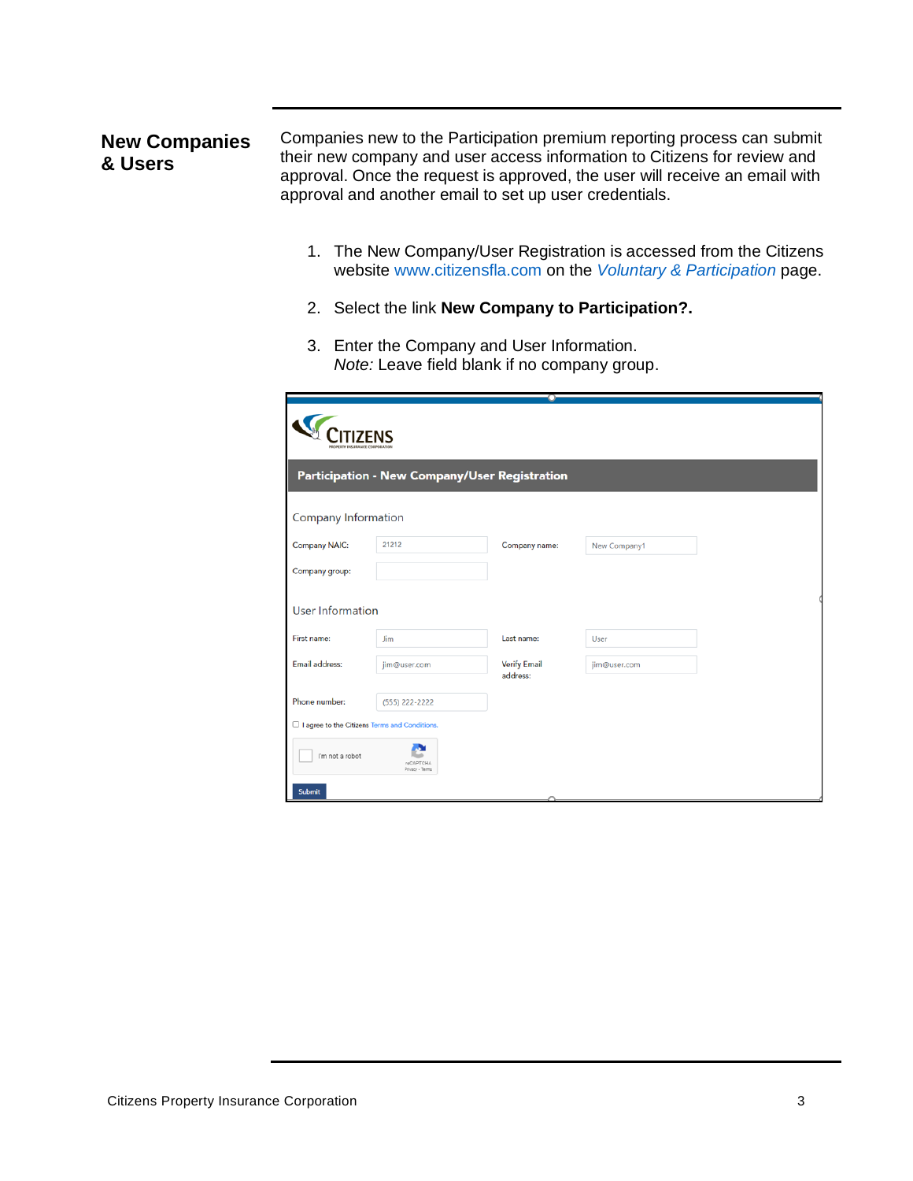## New Companies & Users

Companies new to the Participation premium reporting process can submit their new company and user access information to Citizens for review and approval. Once the request is approved, the user will receive an email with approval and another email to set up user credentials.

1. The New Company/User Registration is accessed from the Citizens website www.citizensfla.com on the *Voluntary & Participation* page.
2. Select the link **New Company to Participation?.**
3. Enter the Company and User Information.
   *Note:* Leave field blank if no company group.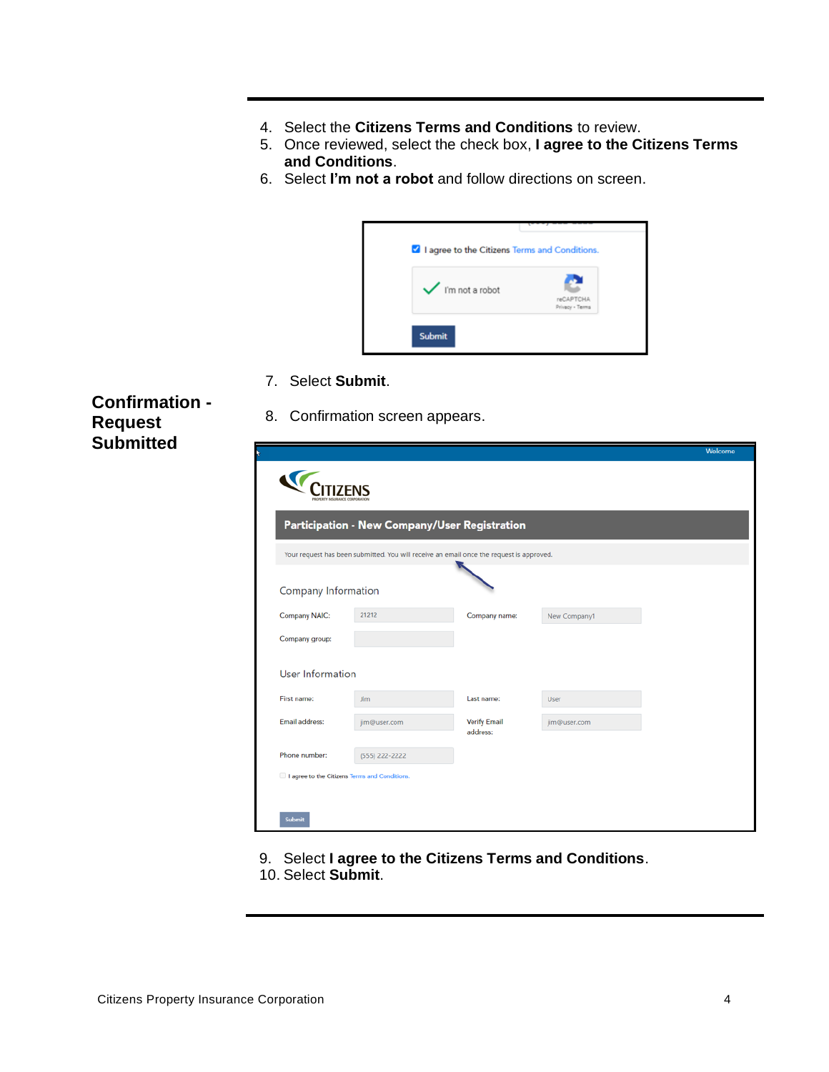4. Select the **Citizens Terms and Conditions** to review.
5. Once reviewed, select the check box, **I agree to the Citizens Terms and Conditions**.
6. Select **I'm not a robot** and follow directions on screen.

7. Select **Submit**.

## Confirmation - Request Submitted

8. Confirmation screen appears.

9. Select **I agree to the Citizens Terms and Conditions**.
10. Select **Submit**.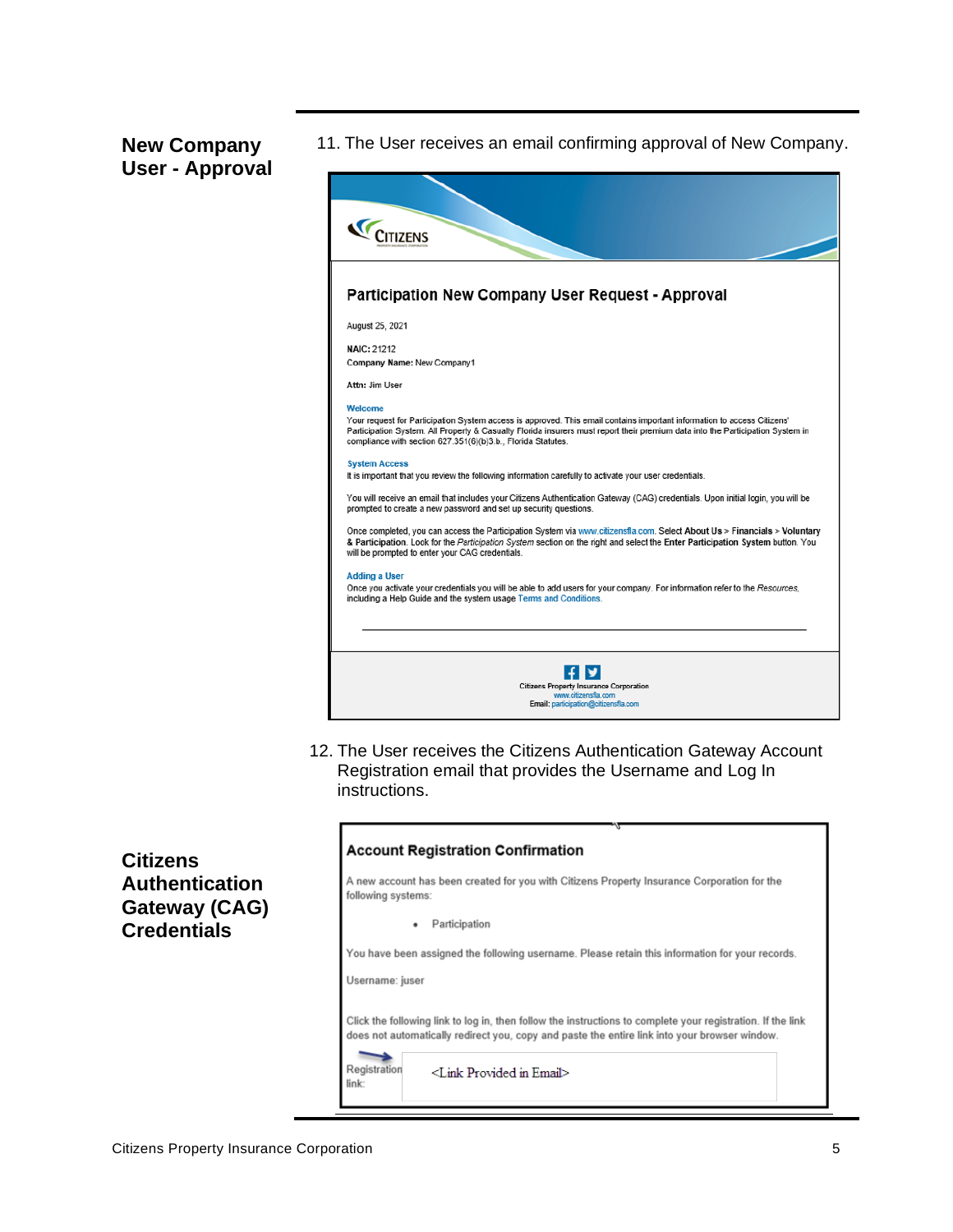## New Company User - Approval

11. The User receives an email confirming approval of New Company.

**Participation New Company User Request - Approval**

August 25, 2021

**NAIC:** 21212
**Company Name:** New Company1

**Attn:** Jim User

**Welcome**
Your request for Participation System access is approved. This email contains important information to access Citizens' Participation System. All Property & Casualty Florida insurers must report their premium data into the Participation System in compliance with section 627.351(6)(b)3.b., Florida Statutes.

**System Access**
It is important that you review the following information carefully to activate your user credentials.

You will receive an email that includes your Citizens Authentication Gateway (CAG) credentials. Upon initial login, you will be prompted to create a new password and set up security questions.

Once completed, you can access the Participation System via www.citizensfla.com. Select **About Us** > **Financials** > **Voluntary & Participation**. Look for the *Participation System* section on the right and select the **Enter Participation System** button. You will be prompted to enter your CAG credentials.

**Adding a User**
Once you activate your credentials you will be able to add users for your company. For information refer to the *Resources*, including a Help Guide and the system usage Terms and Conditions.

Citizens Property Insurance Corporation
www.citizensfla.com
Email: participation@citizensfla.com

## Citizens Authentication Gateway (CAG) Credentials

12. The User receives the Citizens Authentication Gateway Account Registration email that provides the Username and Log In instructions.

**Account Registration Confirmation**

A new account has been created for you with Citizens Property Insurance Corporation for the following systems:

- Participation

You have been assigned the following username. Please retain this information for your records.

Username: juser

Click the following link to log in, then follow the instructions to complete your registration. If the link does not automatically redirect you, copy and paste the entire link into your browser window.

Registration link: <Link Provided in Email>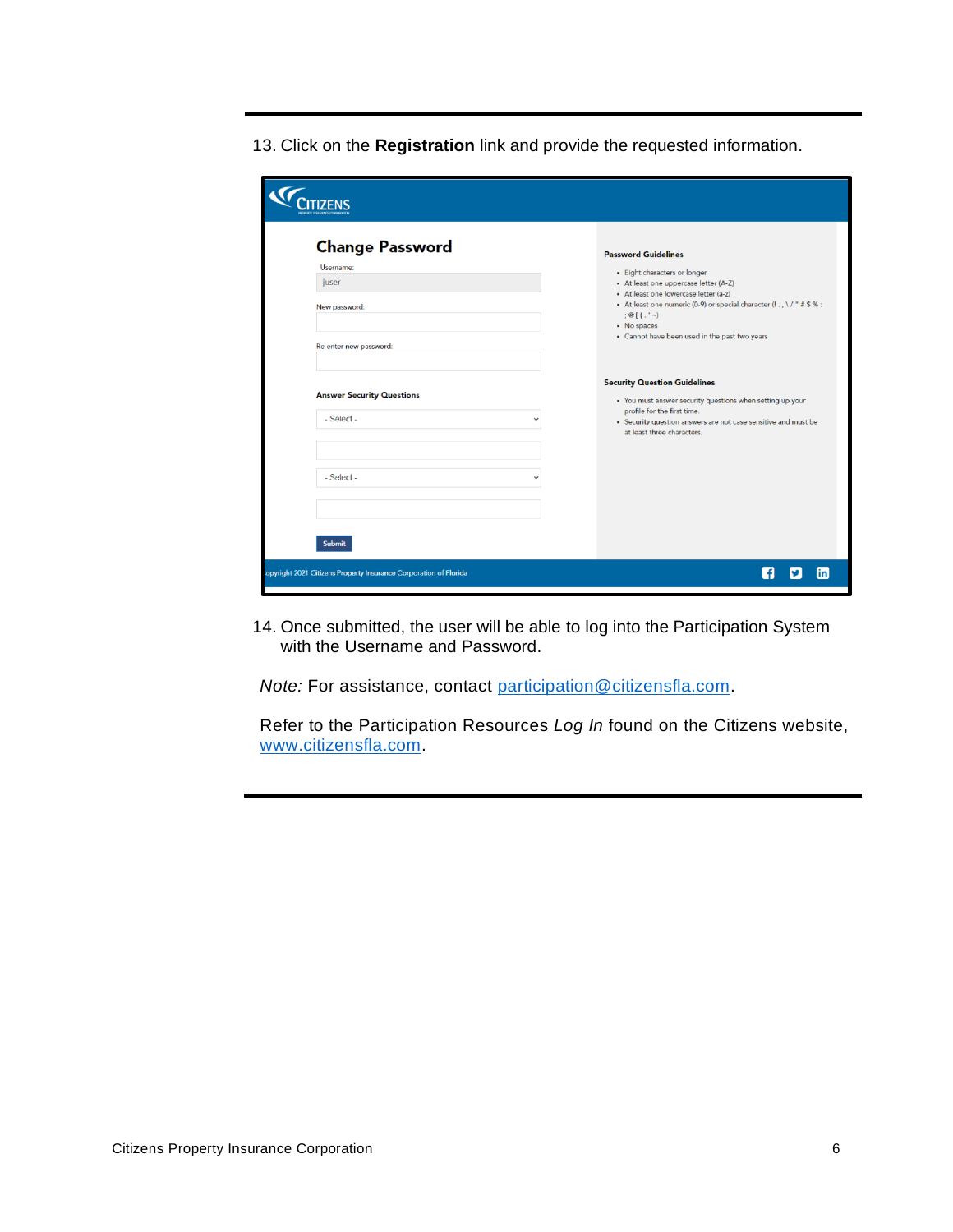13. Click on the **Registration** link and provide the requested information.

Change Password

Username:

juser

New password:

Re-enter new password:

Answer Security Questions

- Select -

- Select -

Submit

Password Guidelines

- Eight characters or longer
- At least one uppercase letter (A-Z)
- At least one lowercase letter (a-z)
- At least one numeric (0-9) or special character (! . , \ / " # $ % : ; @ [ ( . ' ~)
- No spaces
- Cannot have been used in the past two years

Security Question Guidelines

- You must answer security questions when setting up your profile for the first time.
- Security question answers are not case sensitive and must be at least three characters.

Copyright 2021 Citizens Property Insurance Corporation of Florida

14. Once submitted, the user will be able to log into the Participation System with the Username and Password.

*Note:* For assistance, contact participation@citizensfla.com.

Refer to the Participation Resources *Log In* found on the Citizens website, www.citizensfla.com.